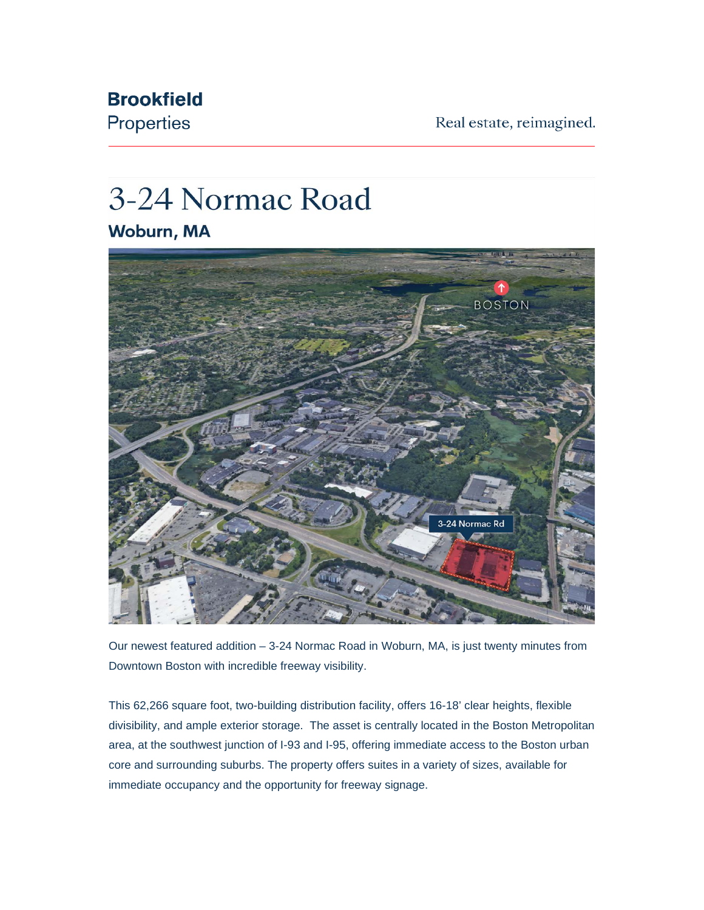Brookfield
Properties

Real estate, reimagined.

# 3-24 Normac Road

## Woburn, MA

Our newest featured addition – 3-24 Normac Road in Woburn, MA, is just twenty minutes from Downtown Boston with incredible freeway visibility.

This 62,266 square foot, two-building distribution facility, offers 16-18' clear heights, flexible divisibility, and ample exterior storage.  The asset is centrally located in the Boston Metropolitan area, at the southwest junction of I-93 and I-95, offering immediate access to the Boston urban core and surrounding suburbs. The property offers suites in a variety of sizes, available for immediate occupancy and the opportunity for freeway signage.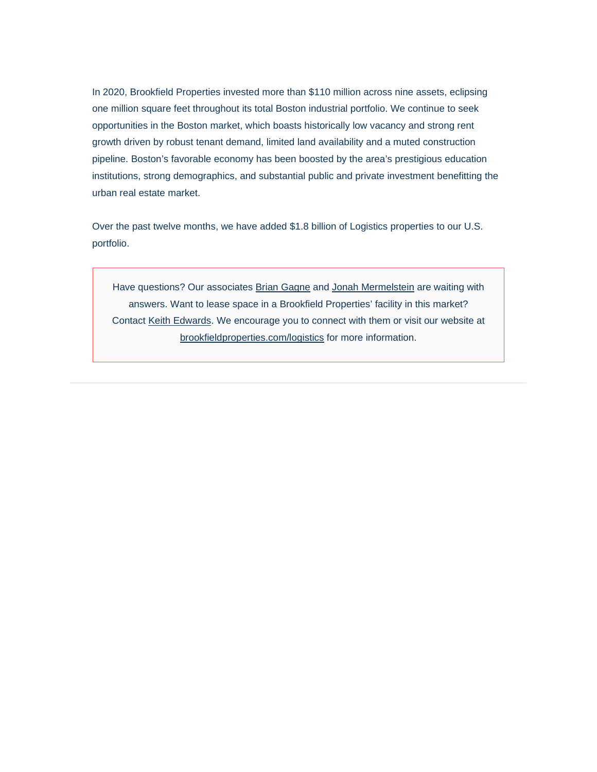In 2020, Brookfield Properties invested more than $110 million across nine assets, eclipsing one million square feet throughout its total Boston industrial portfolio. We continue to seek opportunities in the Boston market, which boasts historically low vacancy and strong rent growth driven by robust tenant demand, limited land availability and a muted construction pipeline. Boston's favorable economy has been boosted by the area's prestigious education institutions, strong demographics, and substantial public and private investment benefitting the urban real estate market.

Over the past twelve months, we have added $1.8 billion of Logistics properties to our U.S. portfolio.

Have questions? Our associates Brian Gagne and Jonah Mermelstein are waiting with answers. Want to lease space in a Brookfield Properties' facility in this market? Contact Keith Edwards. We encourage you to connect with them or visit our website at brookfieldproperties.com/logistics for more information.